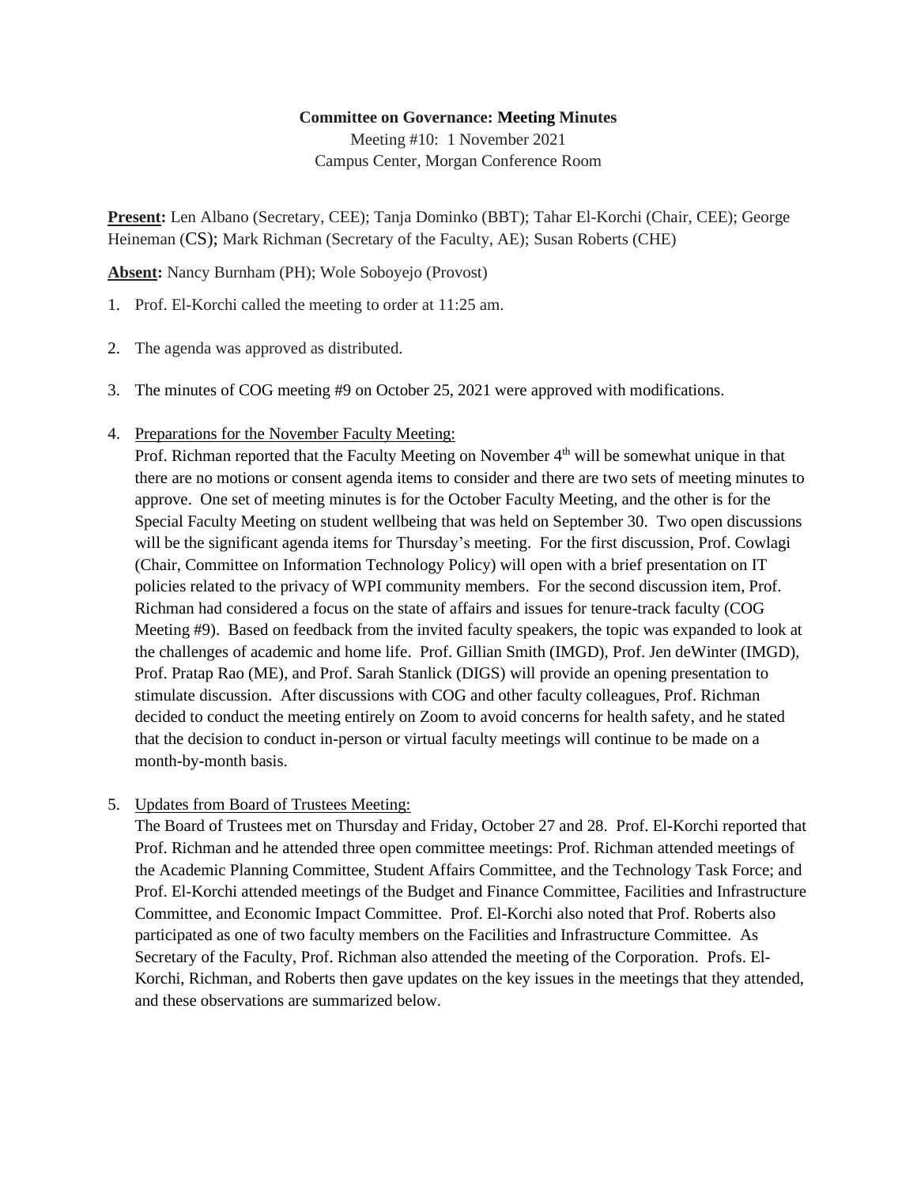**Committee on Governance: Meeting Minutes**

Meeting #10: 1 November 2021

Campus Center, Morgan Conference Room

**Present:** Len Albano (Secretary, CEE); Tanja Dominko (BBT); Tahar El-Korchi (Chair, CEE); George Heineman (CS); Mark Richman (Secretary of the Faculty, AE); Susan Roberts (CHE)

**Absent:** Nancy Burnham (PH); Wole Soboyejo (Provost)

1. Prof. El-Korchi called the meeting to order at 11:25 am.

2. The agenda was approved as distributed.

3. The minutes of COG meeting #9 on October 25, 2021 were approved with modifications.

4. Preparations for the November Faculty Meeting:
   Prof. Richman reported that the Faculty Meeting on November 4th will be somewhat unique in that there are no motions or consent agenda items to consider and there are two sets of meeting minutes to approve. One set of meeting minutes is for the October Faculty Meeting, and the other is for the Special Faculty Meeting on student wellbeing that was held on September 30. Two open discussions will be the significant agenda items for Thursday's meeting. For the first discussion, Prof. Cowlagi (Chair, Committee on Information Technology Policy) will open with a brief presentation on IT policies related to the privacy of WPI community members. For the second discussion item, Prof. Richman had considered a focus on the state of affairs and issues for tenure-track faculty (COG Meeting #9). Based on feedback from the invited faculty speakers, the topic was expanded to look at the challenges of academic and home life. Prof. Gillian Smith (IMGD), Prof. Jen deWinter (IMGD), Prof. Pratap Rao (ME), and Prof. Sarah Stanlick (DIGS) will provide an opening presentation to stimulate discussion. After discussions with COG and other faculty colleagues, Prof. Richman decided to conduct the meeting entirely on Zoom to avoid concerns for health safety, and he stated that the decision to conduct in-person or virtual faculty meetings will continue to be made on a month-by-month basis.

5. Updates from Board of Trustees Meeting:
   The Board of Trustees met on Thursday and Friday, October 27 and 28. Prof. El-Korchi reported that Prof. Richman and he attended three open committee meetings: Prof. Richman attended meetings of the Academic Planning Committee, Student Affairs Committee, and the Technology Task Force; and Prof. El-Korchi attended meetings of the Budget and Finance Committee, Facilities and Infrastructure Committee, and Economic Impact Committee. Prof. El-Korchi also noted that Prof. Roberts also participated as one of two faculty members on the Facilities and Infrastructure Committee. As Secretary of the Faculty, Prof. Richman also attended the meeting of the Corporation. Profs. El-Korchi, Richman, and Roberts then gave updates on the key issues in the meetings that they attended, and these observations are summarized below.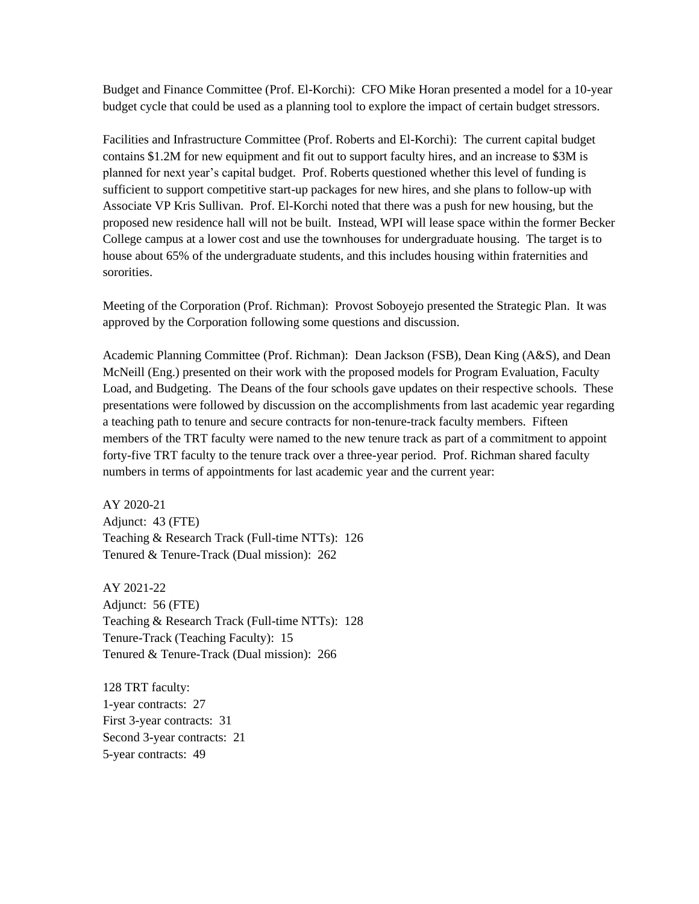Budget and Finance Committee (Prof. El-Korchi): CFO Mike Horan presented a model for a 10-year budget cycle that could be used as a planning tool to explore the impact of certain budget stressors.

Facilities and Infrastructure Committee (Prof. Roberts and El-Korchi): The current capital budget contains $1.2M for new equipment and fit out to support faculty hires, and an increase to $3M is planned for next year's capital budget. Prof. Roberts questioned whether this level of funding is sufficient to support competitive start-up packages for new hires, and she plans to follow-up with Associate VP Kris Sullivan. Prof. El-Korchi noted that there was a push for new housing, but the proposed new residence hall will not be built. Instead, WPI will lease space within the former Becker College campus at a lower cost and use the townhouses for undergraduate housing. The target is to house about 65% of the undergraduate students, and this includes housing within fraternities and sororities.

Meeting of the Corporation (Prof. Richman): Provost Soboyejo presented the Strategic Plan. It was approved by the Corporation following some questions and discussion.

Academic Planning Committee (Prof. Richman): Dean Jackson (FSB), Dean King (A&S), and Dean McNeill (Eng.) presented on their work with the proposed models for Program Evaluation, Faculty Load, and Budgeting. The Deans of the four schools gave updates on their respective schools. These presentations were followed by discussion on the accomplishments from last academic year regarding a teaching path to tenure and secure contracts for non-tenure-track faculty members. Fifteen members of the TRT faculty were named to the new tenure track as part of a commitment to appoint forty-five TRT faculty to the tenure track over a three-year period. Prof. Richman shared faculty numbers in terms of appointments for last academic year and the current year:

AY 2020-21
Adjunct: 43 (FTE)
Teaching & Research Track (Full-time NTTs): 126
Tenured & Tenure-Track (Dual mission): 262

AY 2021-22
Adjunct: 56 (FTE)
Teaching & Research Track (Full-time NTTs): 128
Tenure-Track (Teaching Faculty): 15
Tenured & Tenure-Track (Dual mission): 266

128 TRT faculty:
1-year contracts: 27
First 3-year contracts: 31
Second 3-year contracts: 21
5-year contracts: 49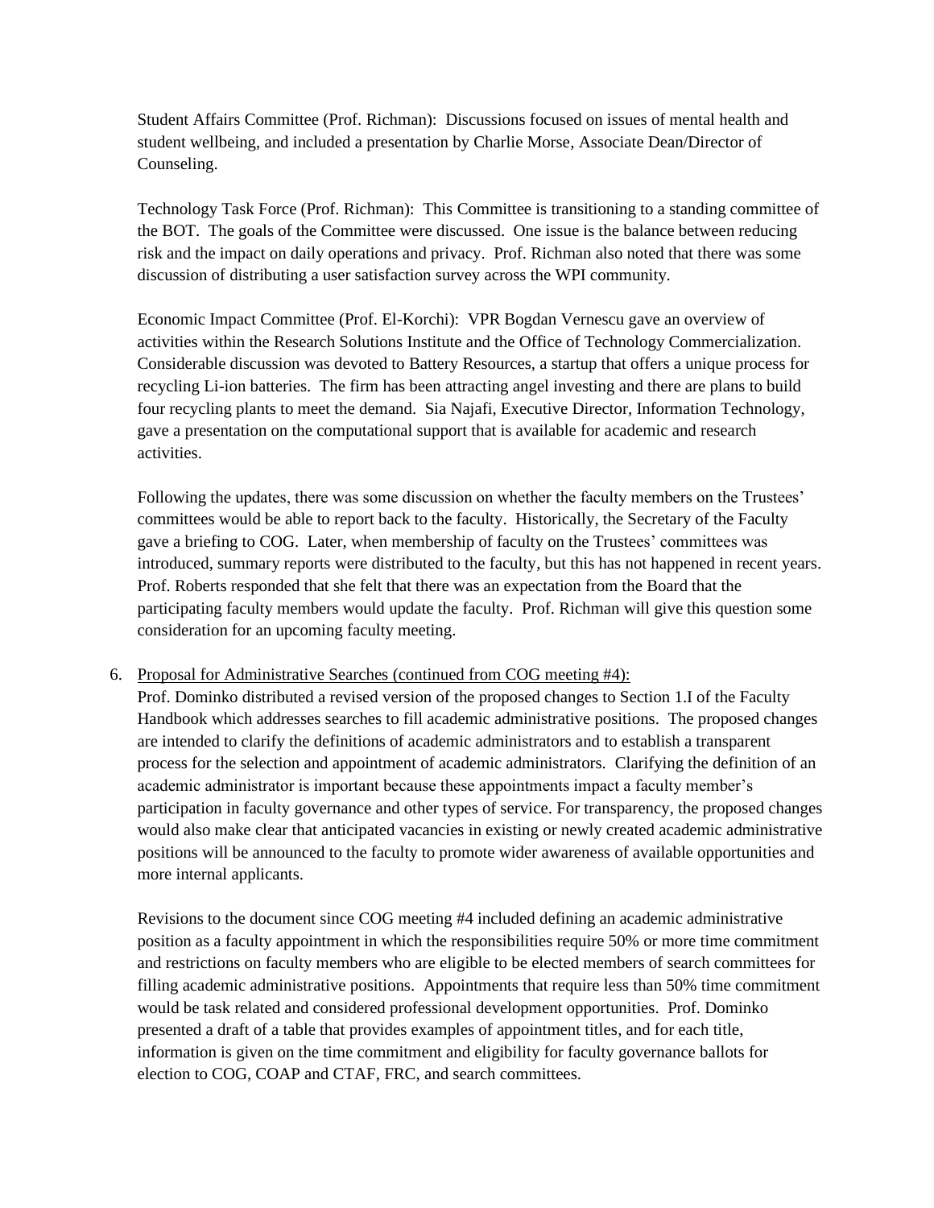Student Affairs Committee (Prof. Richman): Discussions focused on issues of mental health and student wellbeing, and included a presentation by Charlie Morse, Associate Dean/Director of Counseling.

Technology Task Force (Prof. Richman): This Committee is transitioning to a standing committee of the BOT. The goals of the Committee were discussed. One issue is the balance between reducing risk and the impact on daily operations and privacy. Prof. Richman also noted that there was some discussion of distributing a user satisfaction survey across the WPI community.

Economic Impact Committee (Prof. El-Korchi): VPR Bogdan Vernescu gave an overview of activities within the Research Solutions Institute and the Office of Technology Commercialization. Considerable discussion was devoted to Battery Resources, a startup that offers a unique process for recycling Li-ion batteries. The firm has been attracting angel investing and there are plans to build four recycling plants to meet the demand. Sia Najafi, Executive Director, Information Technology, gave a presentation on the computational support that is available for academic and research activities.

Following the updates, there was some discussion on whether the faculty members on the Trustees' committees would be able to report back to the faculty. Historically, the Secretary of the Faculty gave a briefing to COG. Later, when membership of faculty on the Trustees' committees was introduced, summary reports were distributed to the faculty, but this has not happened in recent years. Prof. Roberts responded that she felt that there was an expectation from the Board that the participating faculty members would update the faculty. Prof. Richman will give this question some consideration for an upcoming faculty meeting.

6. <u>Proposal for Administrative Searches (continued from COG meeting #4):</u>
   Prof. Dominko distributed a revised version of the proposed changes to Section 1.I of the Faculty Handbook which addresses searches to fill academic administrative positions. The proposed changes are intended to clarify the definitions of academic administrators and to establish a transparent process for the selection and appointment of academic administrators. Clarifying the definition of an academic administrator is important because these appointments impact a faculty member's participation in faculty governance and other types of service. For transparency, the proposed changes would also make clear that anticipated vacancies in existing or newly created academic administrative positions will be announced to the faculty to promote wider awareness of available opportunities and more internal applicants.

   Revisions to the document since COG meeting #4 included defining an academic administrative position as a faculty appointment in which the responsibilities require 50% or more time commitment and restrictions on faculty members who are eligible to be elected members of search committees for filling academic administrative positions. Appointments that require less than 50% time commitment would be task related and considered professional development opportunities. Prof. Dominko presented a draft of a table that provides examples of appointment titles, and for each title, information is given on the time commitment and eligibility for faculty governance ballots for election to COG, COAP and CTAF, FRC, and search committees.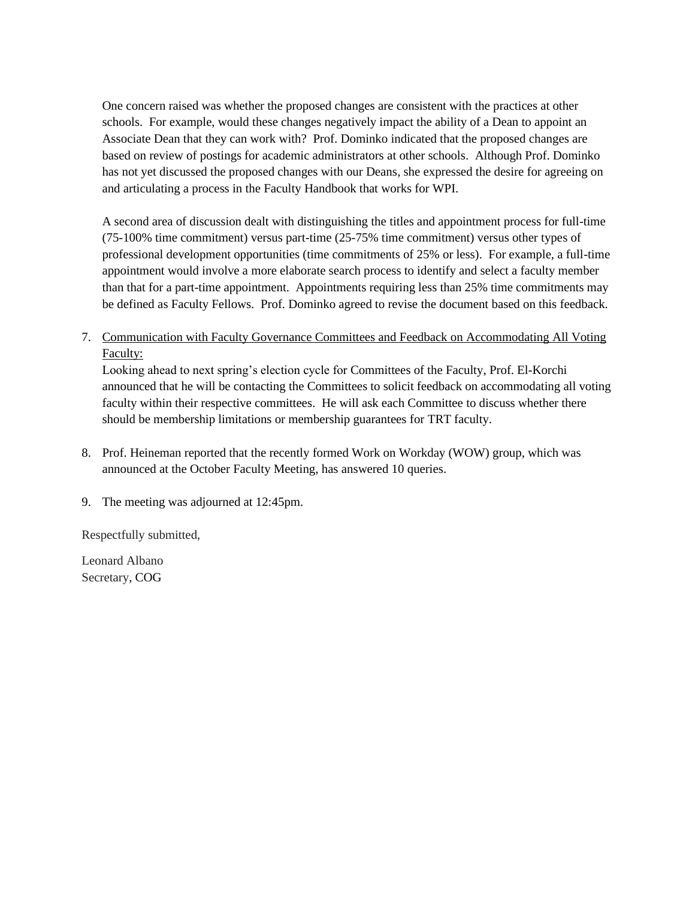One concern raised was whether the proposed changes are consistent with the practices at other schools. For example, would these changes negatively impact the ability of a Dean to appoint an Associate Dean that they can work with? Prof. Dominko indicated that the proposed changes are based on review of postings for academic administrators at other schools. Although Prof. Dominko has not yet discussed the proposed changes with our Deans, she expressed the desire for agreeing on and articulating a process in the Faculty Handbook that works for WPI.

A second area of discussion dealt with distinguishing the titles and appointment process for full-time (75-100% time commitment) versus part-time (25-75% time commitment) versus other types of professional development opportunities (time commitments of 25% or less). For example, a full-time appointment would involve a more elaborate search process to identify and select a faculty member than that for a part-time appointment. Appointments requiring less than 25% time commitments may be defined as Faculty Fellows. Prof. Dominko agreed to revise the document based on this feedback.

7. <u>Communication with Faculty Governance Committees and Feedback on Accommodating All Voting Faculty:</u>
   Looking ahead to next spring's election cycle for Committees of the Faculty, Prof. El-Korchi announced that he will be contacting the Committees to solicit feedback on accommodating all voting faculty within their respective committees. He will ask each Committee to discuss whether there should be membership limitations or membership guarantees for TRT faculty.

8. Prof. Heineman reported that the recently formed Work on Workday (WOW) group, which was announced at the October Faculty Meeting, has answered 10 queries.

9. The meeting was adjourned at 12:45pm.

Respectfully submitted,

Leonard Albano
Secretary, COG